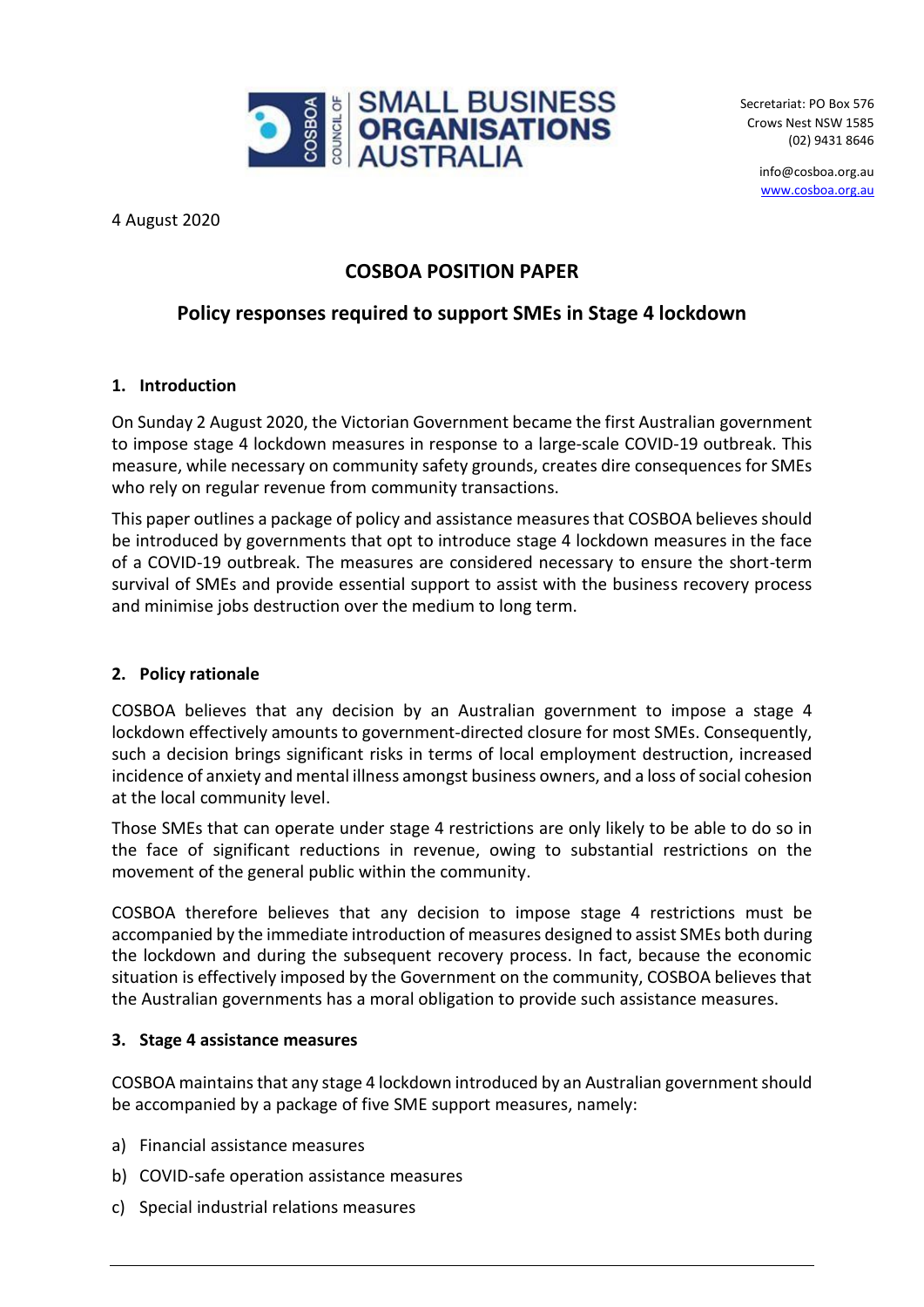Secretariat: PO Box 576
Crows Nest NSW 1585
(02) 9431 8646

info@cosboa.org.au
www.cosboa.org.au

4 August 2020

# COSBOA POSITION PAPER

## Policy responses required to support SMEs in Stage 4 lockdown

### 1. Introduction

On Sunday 2 August 2020, the Victorian Government became the first Australian government to impose stage 4 lockdown measures in response to a large-scale COVID-19 outbreak. This measure, while necessary on community safety grounds, creates dire consequences for SMEs who rely on regular revenue from community transactions.

This paper outlines a package of policy and assistance measures that COSBOA believes should be introduced by governments that opt to introduce stage 4 lockdown measures in the face of a COVID-19 outbreak. The measures are considered necessary to ensure the short-term survival of SMEs and provide essential support to assist with the business recovery process and minimise jobs destruction over the medium to long term.

### 2. Policy rationale

COSBOA believes that any decision by an Australian government to impose a stage 4 lockdown effectively amounts to government-directed closure for most SMEs. Consequently, such a decision brings significant risks in terms of local employment destruction, increased incidence of anxiety and mental illness amongst business owners, and a loss of social cohesion at the local community level.

Those SMEs that can operate under stage 4 restrictions are only likely to be able to do so in the face of significant reductions in revenue, owing to substantial restrictions on the movement of the general public within the community.

COSBOA therefore believes that any decision to impose stage 4 restrictions must be accompanied by the immediate introduction of measures designed to assist SMEs both during the lockdown and during the subsequent recovery process. In fact, because the economic situation is effectively imposed by the Government on the community, COSBOA believes that the Australian governments has a moral obligation to provide such assistance measures.

### 3. Stage 4 assistance measures

COSBOA maintains that any stage 4 lockdown introduced by an Australian government should be accompanied by a package of five SME support measures, namely:

a) Financial assistance measures
b) COVID-safe operation assistance measures
c) Special industrial relations measures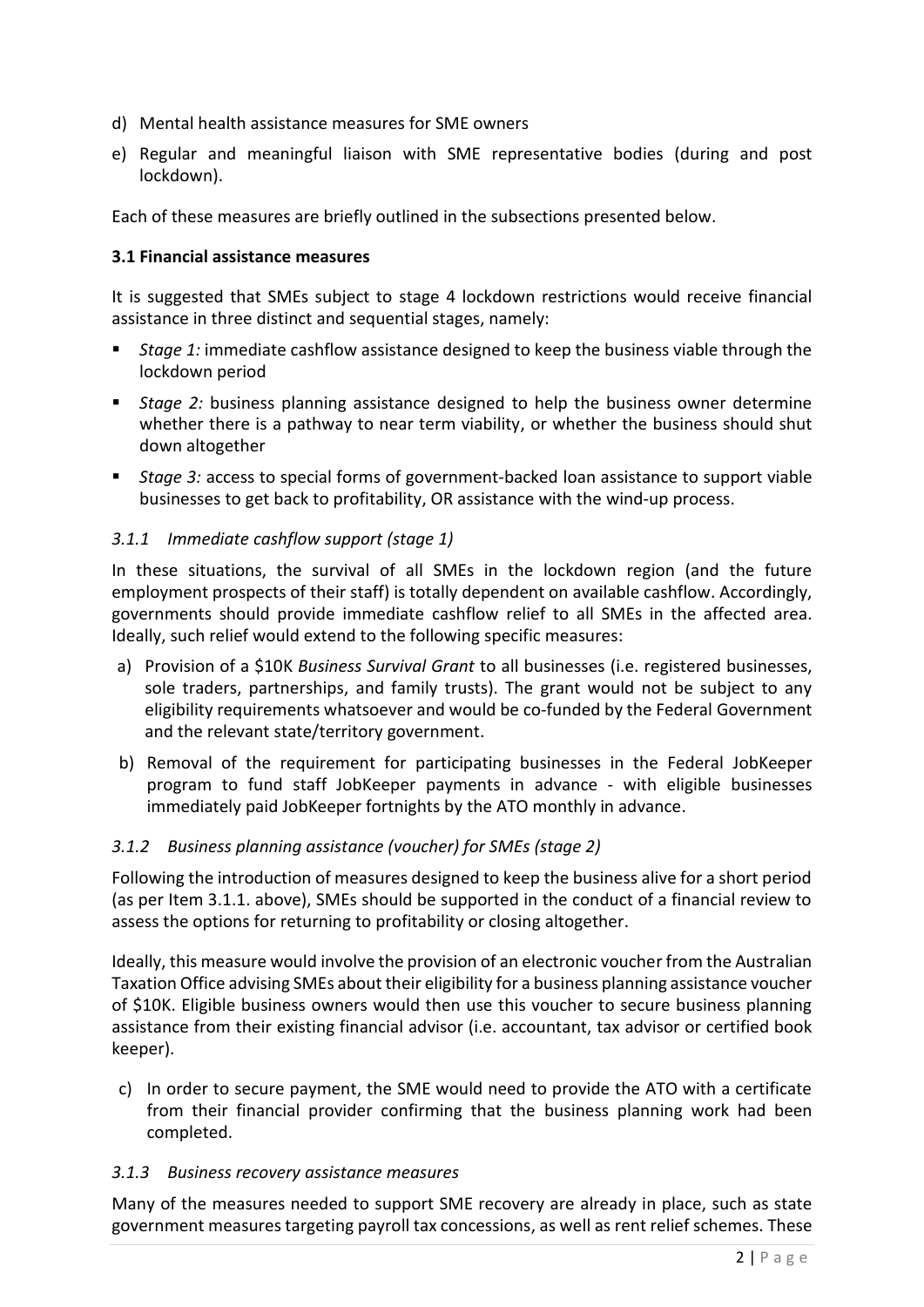d) Mental health assistance measures for SME owners

e) Regular and meaningful liaison with SME representative bodies (during and post lockdown).

Each of these measures are briefly outlined in the subsections presented below.

**3.1 Financial assistance measures**

It is suggested that SMEs subject to stage 4 lockdown restrictions would receive financial assistance in three distinct and sequential stages, namely:

- *Stage 1:* immediate cashflow assistance designed to keep the business viable through the lockdown period
- *Stage 2:* business planning assistance designed to help the business owner determine whether there is a pathway to near term viability, or whether the business should shut down altogether
- *Stage 3:* access to special forms of government-backed loan assistance to support viable businesses to get back to profitability, OR assistance with the wind-up process.

*3.1.1 Immediate cashflow support (stage 1)*

In these situations, the survival of all SMEs in the lockdown region (and the future employment prospects of their staff) is totally dependent on available cashflow. Accordingly, governments should provide immediate cashflow relief to all SMEs in the affected area. Ideally, such relief would extend to the following specific measures:

a) Provision of a $10K *Business Survival Grant* to all businesses (i.e. registered businesses, sole traders, partnerships, and family trusts). The grant would not be subject to any eligibility requirements whatsoever and would be co-funded by the Federal Government and the relevant state/territory government.

b) Removal of the requirement for participating businesses in the Federal JobKeeper program to fund staff JobKeeper payments in advance - with eligible businesses immediately paid JobKeeper fortnights by the ATO monthly in advance.

*3.1.2 Business planning assistance (voucher) for SMEs (stage 2)*

Following the introduction of measures designed to keep the business alive for a short period (as per Item 3.1.1. above), SMEs should be supported in the conduct of a financial review to assess the options for returning to profitability or closing altogether.

Ideally, this measure would involve the provision of an electronic voucher from the Australian Taxation Office advising SMEs about their eligibility for a business planning assistance voucher of $10K. Eligible business owners would then use this voucher to secure business planning assistance from their existing financial advisor (i.e. accountant, tax advisor or certified book keeper).

c) In order to secure payment, the SME would need to provide the ATO with a certificate from their financial provider confirming that the business planning work had been completed.

*3.1.3 Business recovery assistance measures*

Many of the measures needed to support SME recovery are already in place, such as state government measures targeting payroll tax concessions, as well as rent relief schemes. These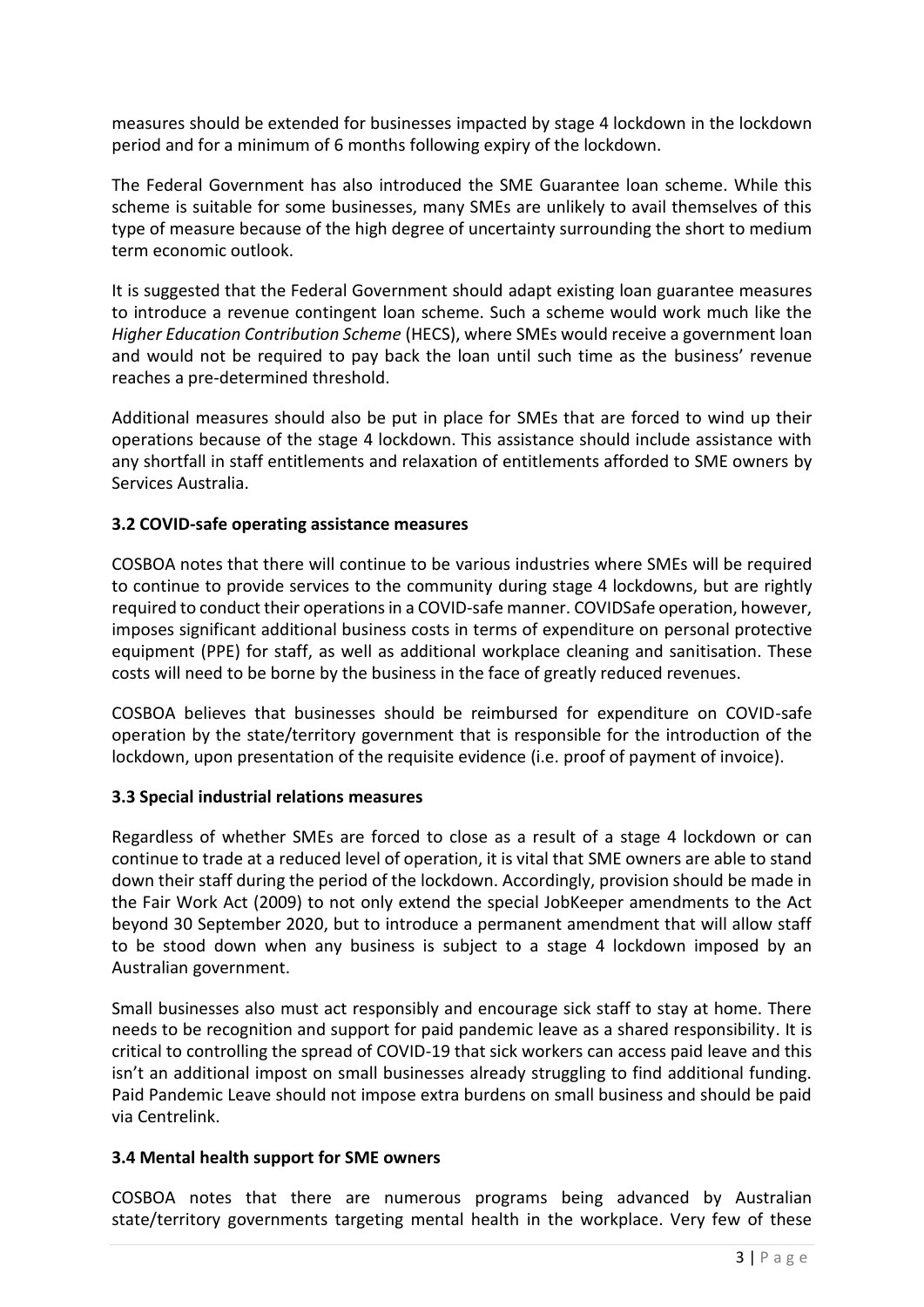measures should be extended for businesses impacted by stage 4 lockdown in the lockdown period and for a minimum of 6 months following expiry of the lockdown.

The Federal Government has also introduced the SME Guarantee loan scheme. While this scheme is suitable for some businesses, many SMEs are unlikely to avail themselves of this type of measure because of the high degree of uncertainty surrounding the short to medium term economic outlook.

It is suggested that the Federal Government should adapt existing loan guarantee measures to introduce a revenue contingent loan scheme. Such a scheme would work much like the *Higher Education Contribution Scheme* (HECS), where SMEs would receive a government loan and would not be required to pay back the loan until such time as the business' revenue reaches a pre-determined threshold.

Additional measures should also be put in place for SMEs that are forced to wind up their operations because of the stage 4 lockdown. This assistance should include assistance with any shortfall in staff entitlements and relaxation of entitlements afforded to SME owners by Services Australia.

### 3.2 COVID-safe operating assistance measures

COSBOA notes that there will continue to be various industries where SMEs will be required to continue to provide services to the community during stage 4 lockdowns, but are rightly required to conduct their operations in a COVID-safe manner. COVIDSafe operation, however, imposes significant additional business costs in terms of expenditure on personal protective equipment (PPE) for staff, as well as additional workplace cleaning and sanitisation. These costs will need to be borne by the business in the face of greatly reduced revenues.

COSBOA believes that businesses should be reimbursed for expenditure on COVID-safe operation by the state/territory government that is responsible for the introduction of the lockdown, upon presentation of the requisite evidence (i.e. proof of payment of invoice).

### 3.3 Special industrial relations measures

Regardless of whether SMEs are forced to close as a result of a stage 4 lockdown or can continue to trade at a reduced level of operation, it is vital that SME owners are able to stand down their staff during the period of the lockdown. Accordingly, provision should be made in the Fair Work Act (2009) to not only extend the special JobKeeper amendments to the Act beyond 30 September 2020, but to introduce a permanent amendment that will allow staff to be stood down when any business is subject to a stage 4 lockdown imposed by an Australian government.

Small businesses also must act responsibly and encourage sick staff to stay at home. There needs to be recognition and support for paid pandemic leave as a shared responsibility. It is critical to controlling the spread of COVID-19 that sick workers can access paid leave and this isn't an additional impost on small businesses already struggling to find additional funding. Paid Pandemic Leave should not impose extra burdens on small business and should be paid via Centrelink.

### 3.4 Mental health support for SME owners

COSBOA notes that there are numerous programs being advanced by Australian state/territory governments targeting mental health in the workplace. Very few of these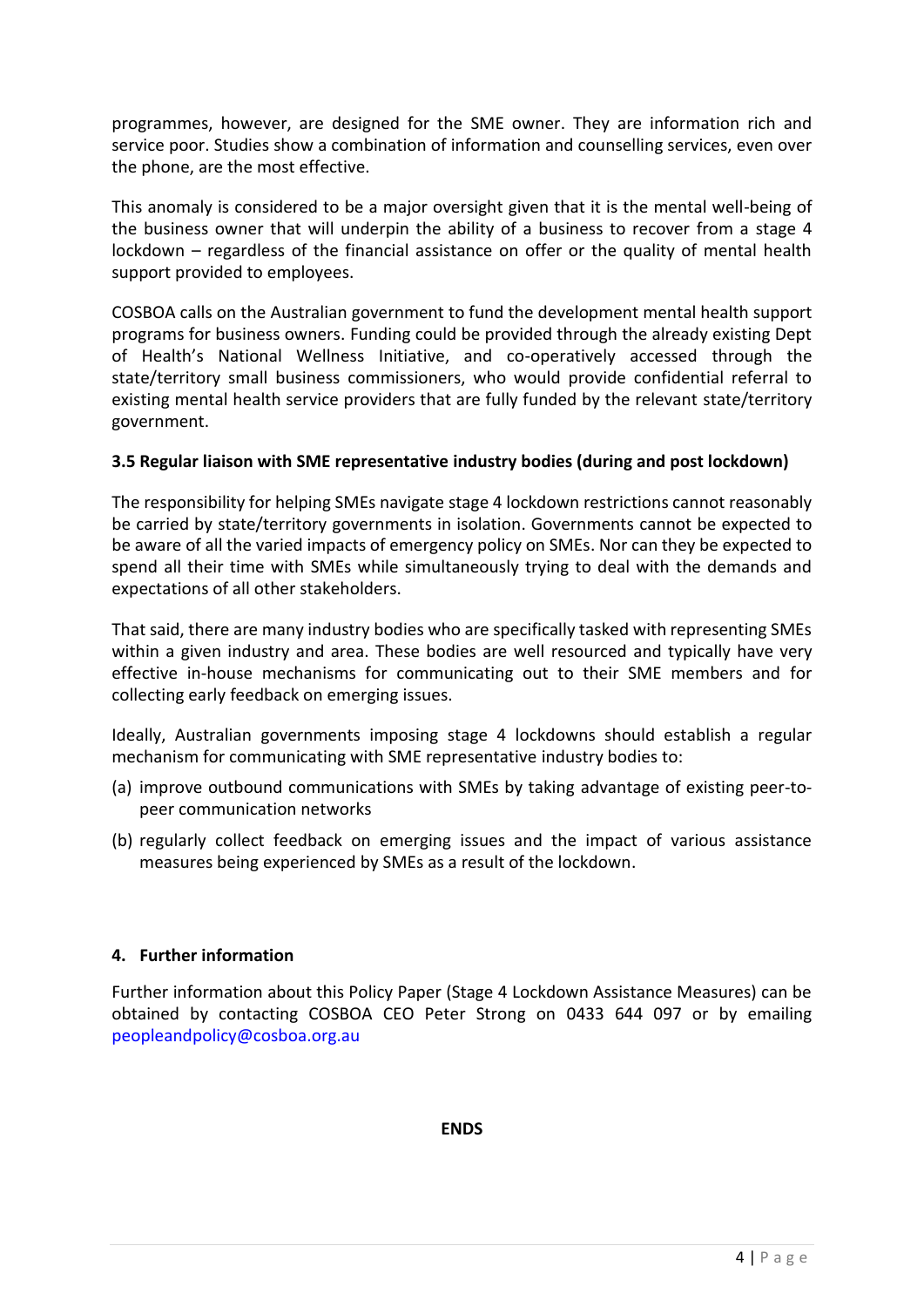programmes, however, are designed for the SME owner. They are information rich and service poor. Studies show a combination of information and counselling services, even over the phone, are the most effective.

This anomaly is considered to be a major oversight given that it is the mental well-being of the business owner that will underpin the ability of a business to recover from a stage 4 lockdown – regardless of the financial assistance on offer or the quality of mental health support provided to employees.

COSBOA calls on the Australian government to fund the development mental health support programs for business owners. Funding could be provided through the already existing Dept of Health's National Wellness Initiative, and co-operatively accessed through the state/territory small business commissioners, who would provide confidential referral to existing mental health service providers that are fully funded by the relevant state/territory government.

### 3.5 Regular liaison with SME representative industry bodies (during and post lockdown)

The responsibility for helping SMEs navigate stage 4 lockdown restrictions cannot reasonably be carried by state/territory governments in isolation. Governments cannot be expected to be aware of all the varied impacts of emergency policy on SMEs. Nor can they be expected to spend all their time with SMEs while simultaneously trying to deal with the demands and expectations of all other stakeholders.

That said, there are many industry bodies who are specifically tasked with representing SMEs within a given industry and area. These bodies are well resourced and typically have very effective in-house mechanisms for communicating out to their SME members and for collecting early feedback on emerging issues.

Ideally, Australian governments imposing stage 4 lockdowns should establish a regular mechanism for communicating with SME representative industry bodies to:

(a) improve outbound communications with SMEs by taking advantage of existing peer-to-peer communication networks

(b) regularly collect feedback on emerging issues and the impact of various assistance measures being experienced by SMEs as a result of the lockdown.

## 4. Further information

Further information about this Policy Paper (Stage 4 Lockdown Assistance Measures) can be obtained by contacting COSBOA CEO Peter Strong on 0433 644 097 or by emailing peopleandpolicy@cosboa.org.au

**ENDS**